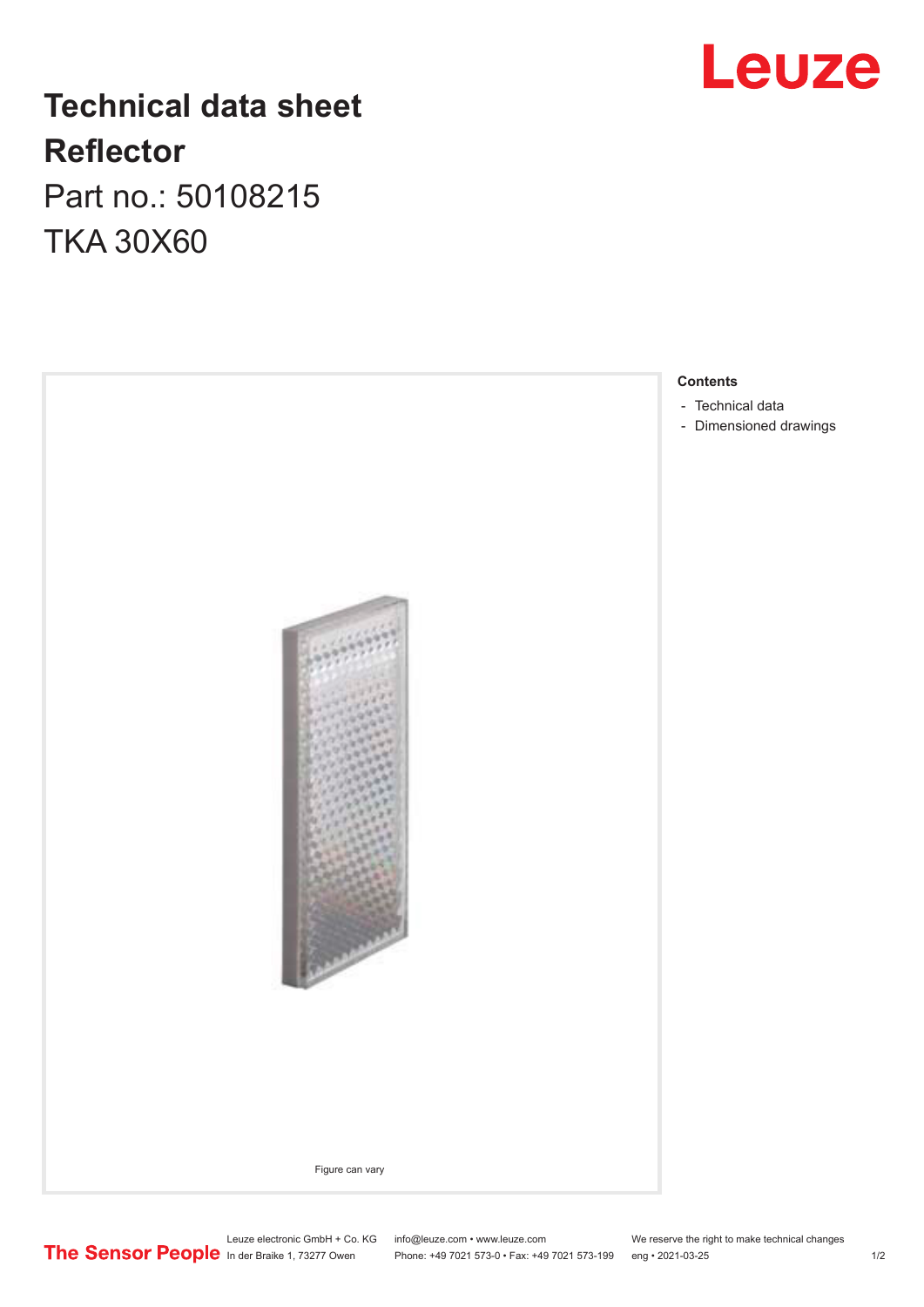# Technical data sheet

## Reflector

Part no.: 50108215

TKA 30X60

Figure can vary

**Contents**

- Technical data
- Dimensioned drawings

Leuze electronic GmbH + Co. KG
In der Braike 1, 73277 Owen

info@leuze.com • www.leuze.com
Phone: +49 7021 573-0 • Fax: +49 7021 573-199

We reserve the right to make technical changes
eng • 2021-03-25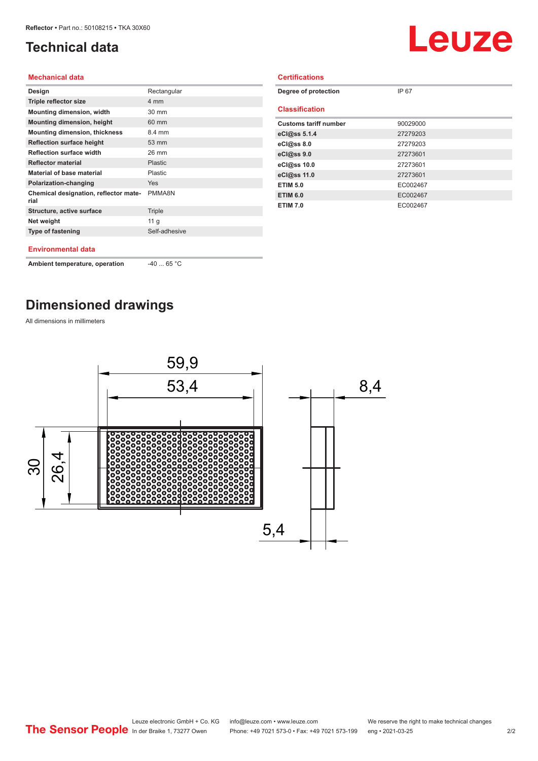# Technical data

## Mechanical data

| | |
|---|---|
| **Design** | Rectangular |
| **Triple reflector size** | 4 mm |
| **Mounting dimension, width** | 30 mm |
| **Mounting dimension, height** | 60 mm |
| **Mounting dimension, thickness** | 8.4 mm |
| **Reflection surface height** | 53 mm |
| **Reflection surface width** | 26 mm |
| **Reflector material** | Plastic |
| **Material of base material** | Plastic |
| **Polarization-changing** | Yes |
| **Chemical designation, reflector material** | PMMA8N |
| **Structure, active surface** | Triple |
| **Net weight** | 11 g |
| **Type of fastening** | Self-adhesive |

## Environmental data

| | |
|---|---|
| **Ambient temperature, operation** | -40 ... 65 °C |

## Certifications

| | |
|---|---|
| **Degree of protection** | IP 67 |

## Classification

| | |
|---|---|
| **Customs tariff number** | 90029000 |
| **eCl@ss 5.1.4** | 27279203 |
| **eCl@ss 8.0** | 27279203 |
| **eCl@ss 9.0** | 27273601 |
| **eCl@ss 10.0** | 27273601 |
| **eCl@ss 11.0** | 27273601 |
| **ETIM 5.0** | EC002467 |
| **ETIM 6.0** | EC002467 |
| **ETIM 7.0** | EC002467 |

# Dimensioned drawings

All dimensions in millimeters

59,9
53,4
8,4
30
26,4
5,4